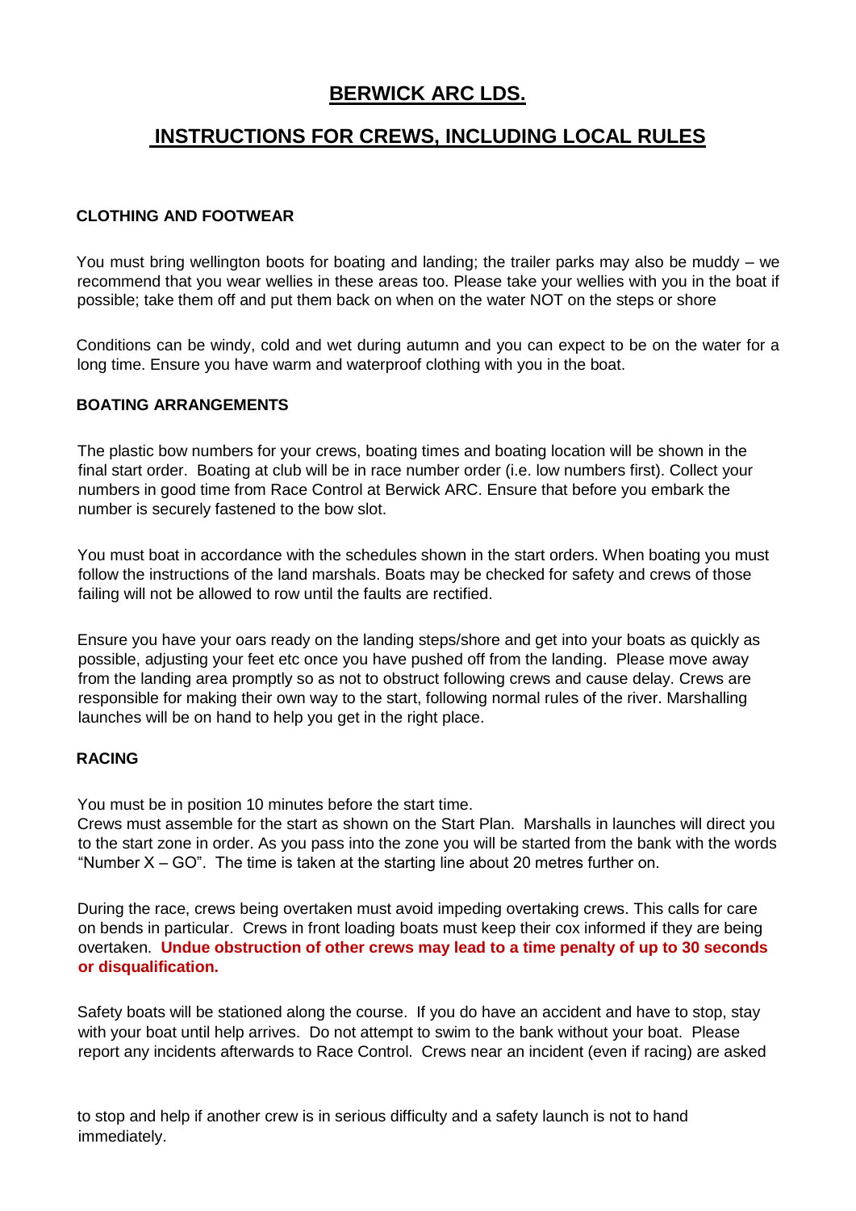# BERWICK ARC LDS.

# INSTRUCTIONS FOR CREWS, INCLUDING LOCAL RULES

### CLOTHING AND FOOTWEAR

You must bring wellington boots for boating and landing; the trailer parks may also be muddy – we recommend that you wear wellies in these areas too. Please take your wellies with you in the boat if possible; take them off and put them back on when on the water NOT on the steps or shore

Conditions can be windy, cold and wet during autumn and you can expect to be on the water for a long time. Ensure you have warm and waterproof clothing with you in the boat.

### BOATING ARRANGEMENTS

The plastic bow numbers for your crews, boating times and boating location will be shown in the final start order. Boating at club will be in race number order (i.e. low numbers first). Collect your numbers in good time from Race Control at Berwick ARC. Ensure that before you embark the number is securely fastened to the bow slot.

You must boat in accordance with the schedules shown in the start orders. When boating you must follow the instructions of the land marshals. Boats may be checked for safety and crews of those failing will not be allowed to row until the faults are rectified.

Ensure you have your oars ready on the landing steps/shore and get into your boats as quickly as possible, adjusting your feet etc once you have pushed off from the landing. Please move away from the landing area promptly so as not to obstruct following crews and cause delay. Crews are responsible for making their own way to the start, following normal rules of the river. Marshalling launches will be on hand to help you get in the right place.

### RACING

You must be in position 10 minutes before the start time.
Crews must assemble for the start as shown on the Start Plan. Marshalls in launches will direct you to the start zone in order. As you pass into the zone you will be started from the bank with the words "Number X – GO". The time is taken at the starting line about 20 metres further on.

During the race, crews being overtaken must avoid impeding overtaking crews. This calls for care on bends in particular. Crews in front loading boats must keep their cox informed if they are being overtaken. **Undue obstruction of other crews may lead to a time penalty of up to 30 seconds or disqualification.**

Safety boats will be stationed along the course. If you do have an accident and have to stop, stay with your boat until help arrives. Do not attempt to swim to the bank without your boat. Please report any incidents afterwards to Race Control. Crews near an incident (even if racing) are asked to stop and help if another crew is in serious difficulty and a safety launch is not to hand immediately.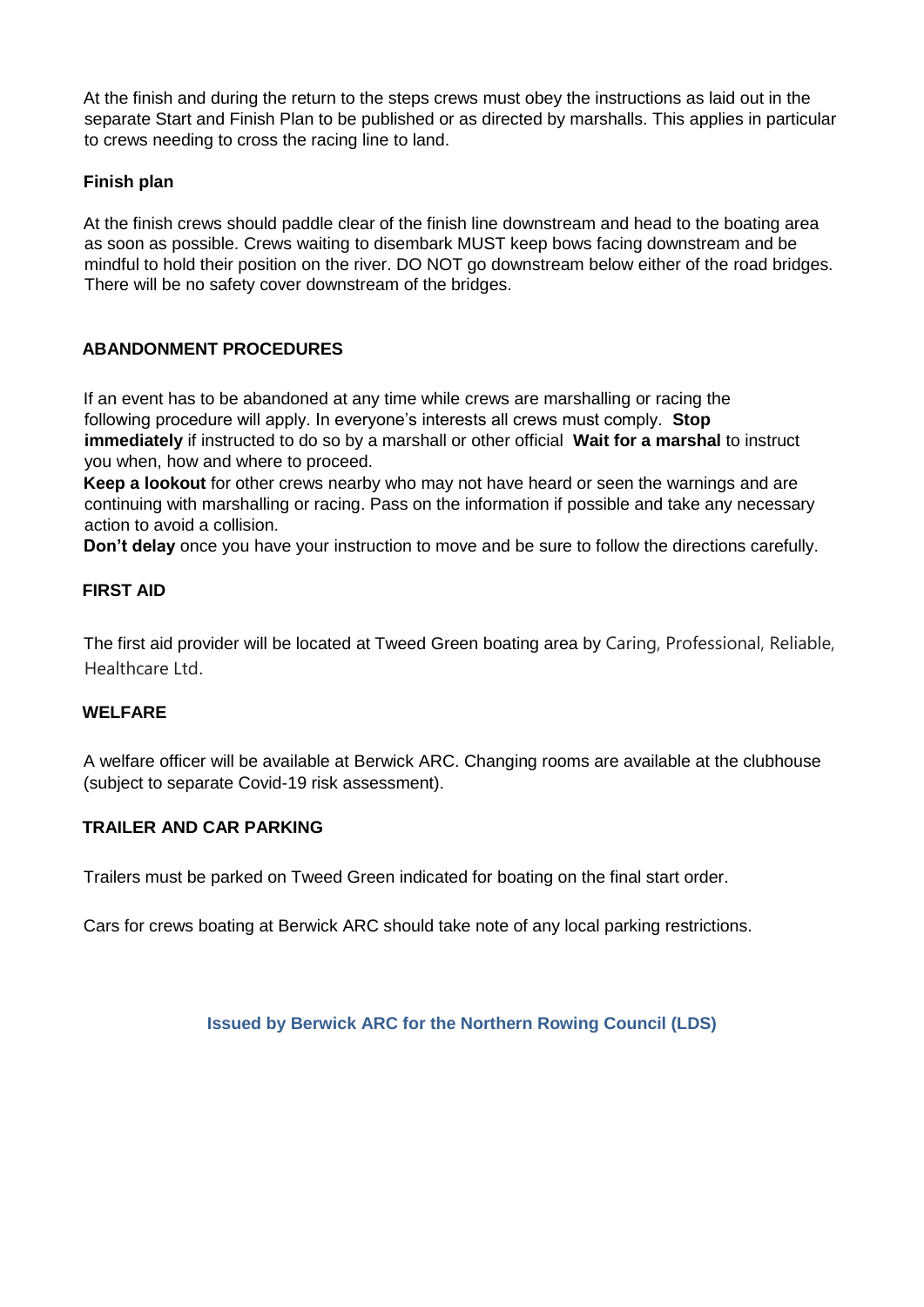At the finish and during the return to the steps crews must obey the instructions as laid out in the separate Start and Finish Plan to be published or as directed by marshalls. This applies in particular to crews needing to cross the racing line to land.

### Finish plan

At the finish crews should paddle clear of the finish line downstream and head to the boating area as soon as possible. Crews waiting to disembark MUST keep bows facing downstream and be mindful to hold their position on the river. DO NOT go downstream below either of the road bridges. There will be no safety cover downstream of the bridges.

## ABANDONMENT PROCEDURES

If an event has to be abandoned at any time while crews are marshalling or racing the following procedure will apply. In everyone's interests all crews must comply. **Stop immediately** if instructed to do so by a marshall or other official **Wait for a marshal** to instruct you when, how and where to proceed.

**Keep a lookout** for other crews nearby who may not have heard or seen the warnings and are continuing with marshalling or racing. Pass on the information if possible and take any necessary action to avoid a collision.

**Don't delay** once you have your instruction to move and be sure to follow the directions carefully.

## FIRST AID

The first aid provider will be located at Tweed Green boating area by Caring, Professional, Reliable, Healthcare Ltd.

## WELFARE

A welfare officer will be available at Berwick ARC. Changing rooms are available at the clubhouse (subject to separate Covid-19 risk assessment).

## TRAILER AND CAR PARKING

Trailers must be parked on Tweed Green indicated for boating on the final start order.

Cars for crews boating at Berwick ARC should take note of any local parking restrictions.

**Issued by Berwick ARC for the Northern Rowing Council (LDS)**